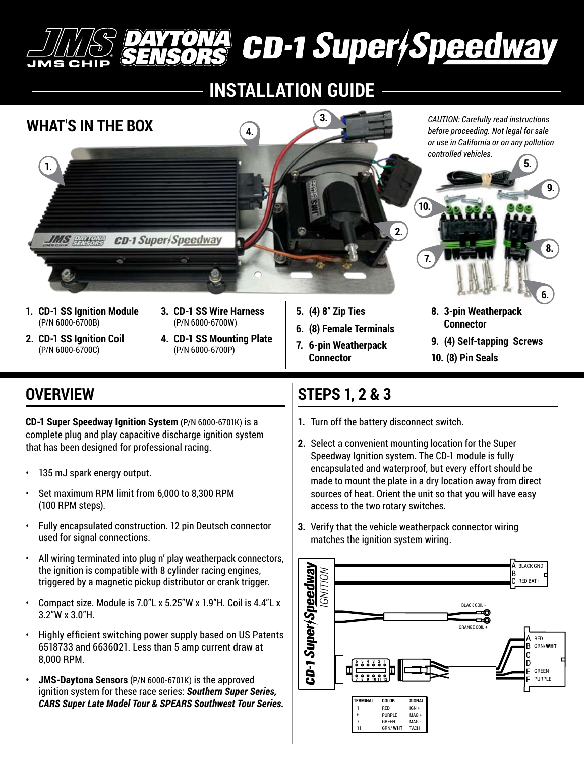# JMS DAYTONA SENSORS CD-1 Super Speedway

## INSTALLATION GUIDE

## WHAT'S IN THE BOX

*CAUTION: Carefully read instructions before proceeding. Not legal for sale or use in California or on any pollution controlled vehicles.*

1. **CD-1 SS Ignition Module** (P/N 6000-6700B)
2. **CD-1 SS Ignition Coil** (P/N 6000-6700C)
3. **CD-1 SS Wire Harness** (P/N 6000-6700W)
4. **CD-1 SS Mounting Plate** (P/N 6000-6700P)
5. **(4) 8" Zip Ties**
6. **(8) Female Terminals**
7. **6-pin Weatherpack Connector**
8. **3-pin Weatherpack Connector**
9. **(4) Self-tapping Screws**
10. **(8) Pin Seals**

## OVERVIEW

**CD-1 Super Speedway Ignition System** (P/N 6000-6701K) is a complete plug and play capacitive discharge ignition system that has been designed for professional racing.

- 135 mJ spark energy output.
- Set maximum RPM limit from 6,000 to 8,300 RPM (100 RPM steps).
- Fully encapsulated construction. 12 pin Deutsch connector used for signal connections.
- All wiring terminated into plug n' play weatherpack connectors, the ignition is compatible with 8 cylinder racing engines, triggered by a magnetic pickup distributor or crank trigger.
- Compact size. Module is 7.0"L x 5.25"W x 1.9"H. Coil is 4.4"L x 3.2"W x 3.0"H.
- Highly efficient switching power supply based on US Patents 6518733 and 6636021. Less than 5 amp current draw at 8,000 RPM.
- **JMS-Daytona Sensors** (P/N 6000-6701K) is the approved ignition system for these race series: ***Southern Super Series, CARS Super Late Model Tour & SPEARS Southwest Tour Series.***

## STEPS 1, 2 & 3

1. Turn off the battery disconnect switch.
2. Select a convenient mounting location for the Super Speedway Ignition system. The CD-1 module is fully encapsulated and waterproof, but every effort should be made to mount the plate in a dry location away from direct sources of heat. Orient the unit so that you will have easy access to the two rotary switches.
3. Verify that the vehicle weatherpack connector wiring matches the ignition system wiring.

CD-1 Super Speedway IGNITION

3-pin connector: A BLACK GND, B, C RED BAT+

BLACK COIL -
ORANGE COIL +

6-pin connector: A RED, B GRN/**WHT**, C, D, E GREEN, F PURPLE

| TERMINAL | COLOR | SIGNAL |
|---|---|---|
| 1 | RED | IGN + |
| 6 | PURPLE | MAG + |
| 7 | GREEN | MAG - |
| 11 | GRN/ **WHT** | TACH |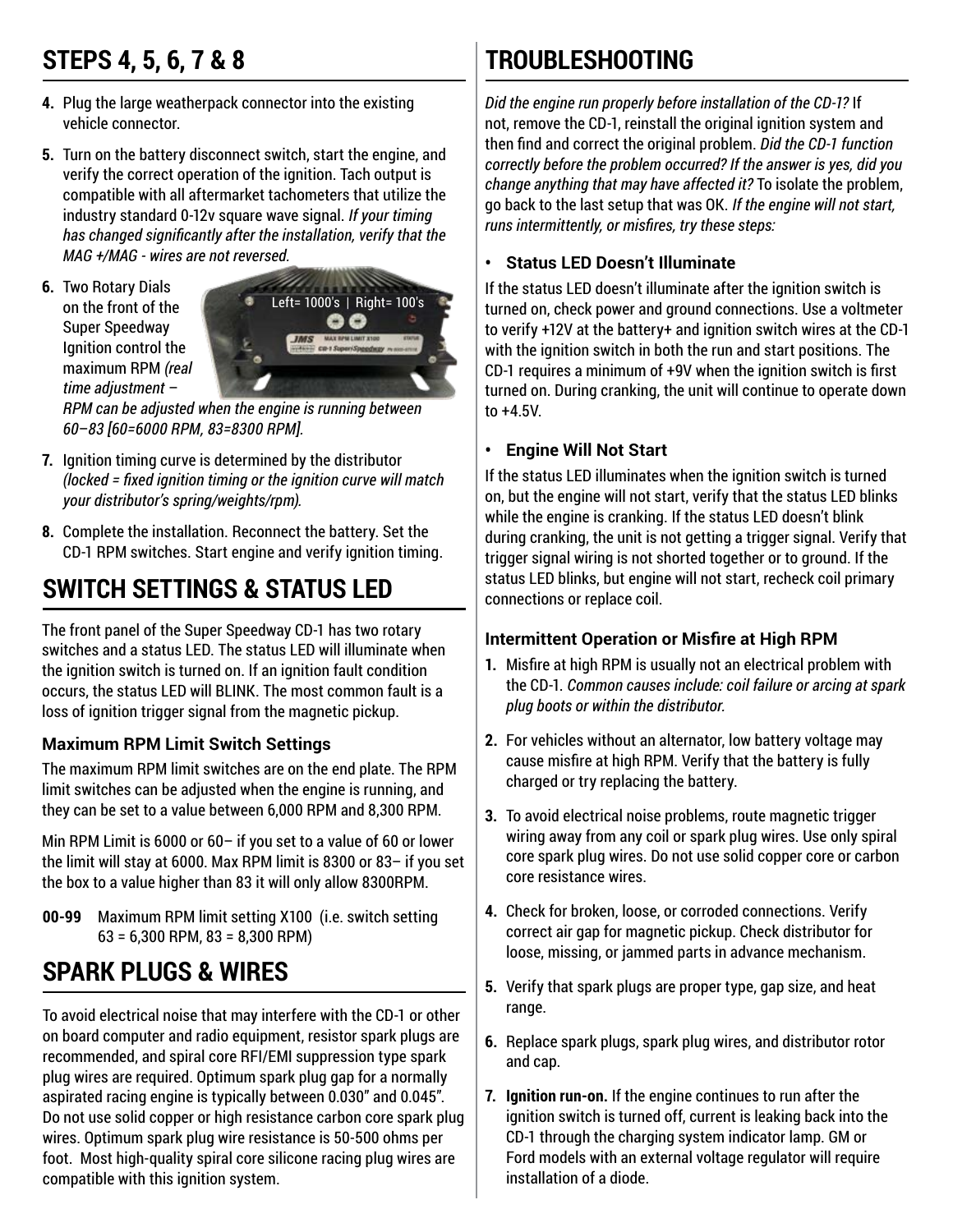## STEPS 4, 5, 6, 7 & 8

4. Plug the large weatherpack connector into the existing vehicle connector.
5. Turn on the battery disconnect switch, start the engine, and verify the correct operation of the ignition. Tach output is compatible with all aftermarket tachometers that utilize the industry standard 0-12v square wave signal. *If your timing has changed significantly after the installation, verify that the MAG +/MAG - wires are not reversed.*
6. Two Rotary Dials on the front of the Super Speedway Ignition control the maximum RPM *(real time adjustment – RPM can be adjusted when the engine is running between 60–83 [60=6000 RPM, 83=8300 RPM].*
7. Ignition timing curve is determined by the distributor *(locked = fixed ignition timing or the ignition curve will match your distributor's spring/weights/rpm).*
8. Complete the installation. Reconnect the battery. Set the CD-1 RPM switches. Start engine and verify ignition timing.

## SWITCH SETTINGS & STATUS LED

The front panel of the Super Speedway CD-1 has two rotary switches and a status LED. The status LED will illuminate when the ignition switch is turned on. If an ignition fault condition occurs, the status LED will BLINK. The most common fault is a loss of ignition trigger signal from the magnetic pickup.

### Maximum RPM Limit Switch Settings

The maximum RPM limit switches are on the end plate. The RPM limit switches can be adjusted when the engine is running, and they can be set to a value between 6,000 RPM and 8,300 RPM.

Min RPM Limit is 6000 or 60– if you set to a value of 60 or lower the limit will stay at 6000. Max RPM limit is 8300 or 83– if you set the box to a value higher than 83 it will only allow 8300RPM.

**00-99** Maximum RPM limit setting X100 (i.e. switch setting 63 = 6,300 RPM, 83 = 8,300 RPM)

## SPARK PLUGS & WIRES

To avoid electrical noise that may interfere with the CD-1 or other on board computer and radio equipment, resistor spark plugs are recommended, and spiral core RFI/EMI suppression type spark plug wires are required. Optimum spark plug gap for a normally aspirated racing engine is typically between 0.030" and 0.045". Do not use solid copper or high resistance carbon core spark plug wires. Optimum spark plug wire resistance is 50-500 ohms per foot. Most high-quality spiral core silicone racing plug wires are compatible with this ignition system.

## TROUBLESHOOTING

*Did the engine run properly before installation of the CD-1?* If not, remove the CD-1, reinstall the original ignition system and then find and correct the original problem. *Did the CD-1 function correctly before the problem occurred? If the answer is yes, did you change anything that may have affected it?* To isolate the problem, go back to the last setup that was OK. *If the engine will not start, runs intermittently, or misfires, try these steps:*

- **Status LED Doesn't Illuminate**

If the status LED doesn't illuminate after the ignition switch is turned on, check power and ground connections. Use a voltmeter to verify +12V at the battery+ and ignition switch wires at the CD-1 with the ignition switch in both the run and start positions. The CD-1 requires a minimum of +9V when the ignition switch is first turned on. During cranking, the unit will continue to operate down to +4.5V.

- **Engine Will Not Start**

If the status LED illuminates when the ignition switch is turned on, but the engine will not start, verify that the status LED blinks while the engine is cranking. If the status LED doesn't blink during cranking, the unit is not getting a trigger signal. Verify that trigger signal wiring is not shorted together or to ground. If the status LED blinks, but engine will not start, recheck coil primary connections or replace coil.

### Intermittent Operation or Misfire at High RPM

1. Misfire at high RPM is usually not an electrical problem with the CD-1. *Common causes include: coil failure or arcing at spark plug boots or within the distributor.*
2. For vehicles without an alternator, low battery voltage may cause misfire at high RPM. Verify that the battery is fully charged or try replacing the battery.
3. To avoid electrical noise problems, route magnetic trigger wiring away from any coil or spark plug wires. Use only spiral core spark plug wires. Do not use solid copper core or carbon core resistance wires.
4. Check for broken, loose, or corroded connections. Verify correct air gap for magnetic pickup. Check distributor for loose, missing, or jammed parts in advance mechanism.
5. Verify that spark plugs are proper type, gap size, and heat range.
6. Replace spark plugs, spark plug wires, and distributor rotor and cap.
7. **Ignition run-on.** If the engine continues to run after the ignition switch is turned off, current is leaking back into the CD-1 through the charging system indicator lamp. GM or Ford models with an external voltage regulator will require installation of a diode.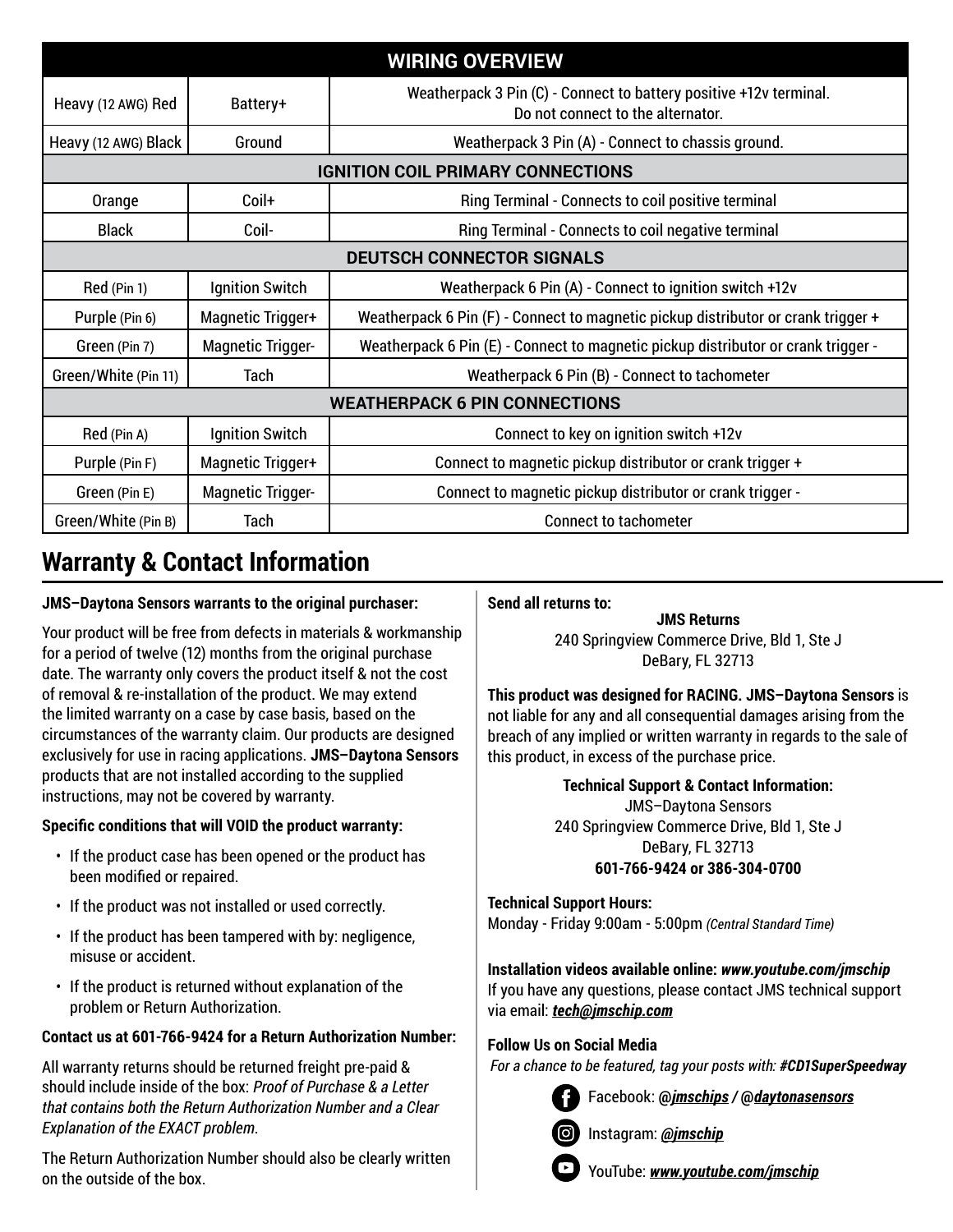| WIRING OVERVIEW | | |
|---|---|---|
| Heavy (12 AWG) Red | Battery+ | Weatherpack 3 Pin (C) - Connect to battery positive +12v terminal. Do not connect to the alternator. |
| Heavy (12 AWG) Black | Ground | Weatherpack 3 Pin (A) - Connect to chassis ground. |
| **IGNITION COIL PRIMARY CONNECTIONS** | | |
| Orange | Coil+ | Ring Terminal - Connects to coil positive terminal |
| Black | Coil- | Ring Terminal - Connects to coil negative terminal |
| **DEUTSCH CONNECTOR SIGNALS** | | |
| Red (Pin 1) | Ignition Switch | Weatherpack 6 Pin (A) - Connect to ignition switch +12v |
| Purple (Pin 6) | Magnetic Trigger+ | Weatherpack 6 Pin (F) - Connect to magnetic pickup distributor or crank trigger + |
| Green (Pin 7) | Magnetic Trigger- | Weatherpack 6 Pin (E) - Connect to magnetic pickup distributor or crank trigger - |
| Green/White (Pin 11) | Tach | Weatherpack 6 Pin (B) - Connect to tachometer |
| **WEATHERPACK 6 PIN CONNECTIONS** | | |
| Red (Pin A) | Ignition Switch | Connect to key on ignition switch +12v |
| Purple (Pin F) | Magnetic Trigger+ | Connect to magnetic pickup distributor or crank trigger + |
| Green (Pin E) | Magnetic Trigger- | Connect to magnetic pickup distributor or crank trigger - |
| Green/White (Pin B) | Tach | Connect to tachometer |

## Warranty & Contact Information

**JMS–Daytona Sensors warrants to the original purchaser:**

Your product will be free from defects in materials & workmanship for a period of twelve (12) months from the original purchase date. The warranty only covers the product itself & not the cost of removal & re-installation of the product. We may extend the limited warranty on a case by case basis, based on the circumstances of the warranty claim. Our products are designed exclusively for use in racing applications. **JMS–Daytona Sensors** products that are not installed according to the supplied instructions, may not be covered by warranty.

**Specific conditions that will VOID the product warranty:**

- If the product case has been opened or the product has been modified or repaired.
- If the product was not installed or used correctly.
- If the product has been tampered with by: negligence, misuse or accident.
- If the product is returned without explanation of the problem or Return Authorization.

**Contact us at 601-766-9424 for a Return Authorization Number:**

All warranty returns should be returned freight pre-paid & should include inside of the box: *Proof of Purchase & a Letter that contains both the Return Authorization Number and a Clear Explanation of the EXACT problem.*

The Return Authorization Number should also be clearly written on the outside of the box.

**Send all returns to:**

**JMS Returns**
240 Springview Commerce Drive, Bld 1, Ste J
DeBary, FL 32713

**This product was designed for RACING. JMS–Daytona Sensors** is not liable for any and all consequential damages arising from the breach of any implied or written warranty in regards to the sale of this product, in excess of the purchase price.

**Technical Support & Contact Information:**
JMS–Daytona Sensors
240 Springview Commerce Drive, Bld 1, Ste J
DeBary, FL 32713
**601-766-9424 or 386-304-0700**

**Technical Support Hours:**
Monday - Friday 9:00am - 5:00pm *(Central Standard Time)*

**Installation videos available online:** ***www.youtube.com/jmschip***
If you have any questions, please contact JMS technical support via email: ***tech@jmschip.com***

**Follow Us on Social Media**
*For a chance to be featured, tag your posts with:* ***#CD1SuperSpeedway***

Facebook: ***@jmschips / @daytonasensors***

Instagram: ***@jmschip***

YouTube: ***www.youtube.com/jmschip***